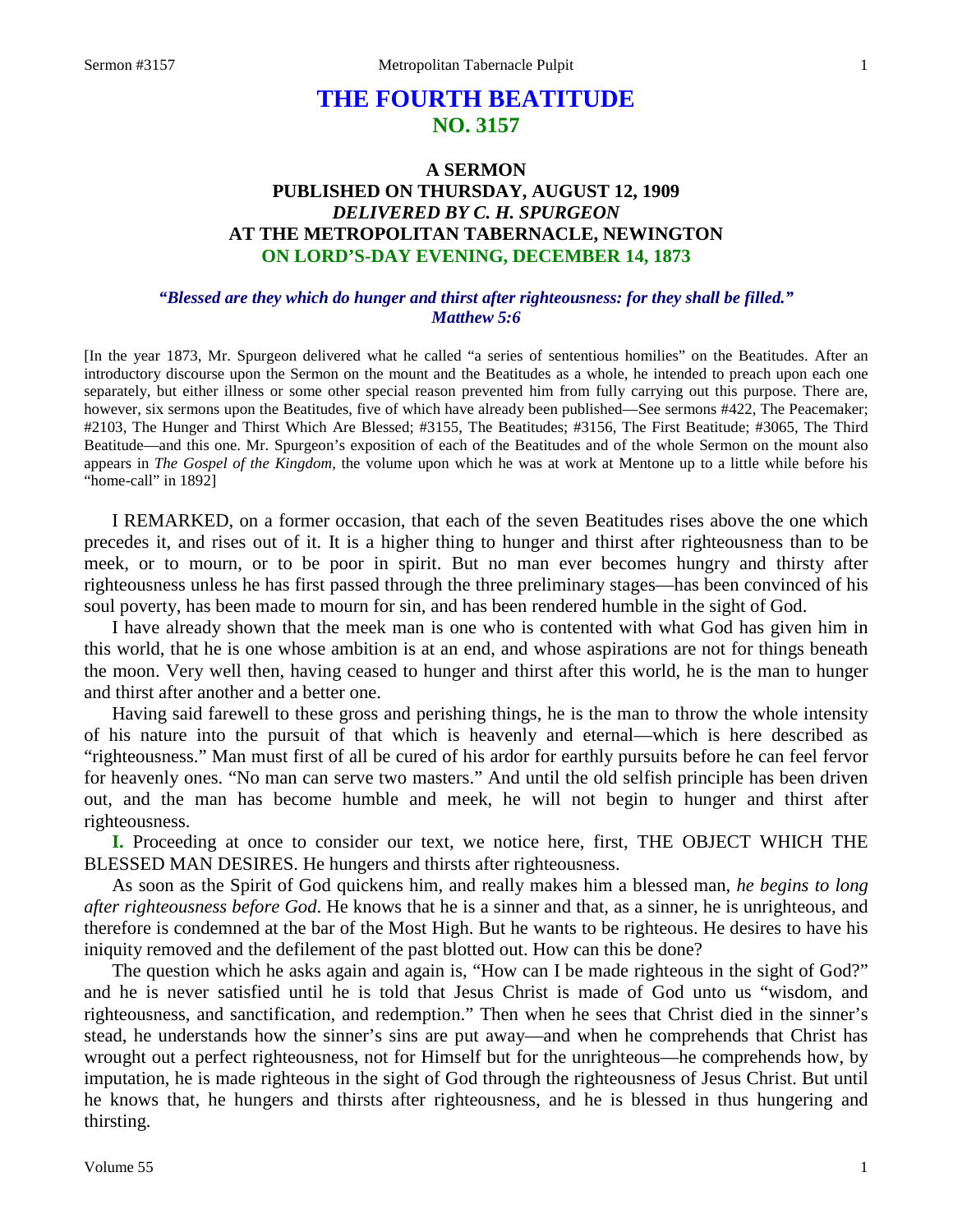# THE FOURTH BEATITUDE
## NO. 3157

### A SERMON
### PUBLISHED ON THURSDAY, AUGUST 12, 1909
### *DELIVERED BY C. H. SPURGEON*
### AT THE METROPOLITAN TABERNACLE, NEWINGTON
### ON LORD'S-DAY EVENING, DECEMBER 14, 1873

***"Blessed are they which do hunger and thirst after righteousness: for they shall be filled." Matthew 5:6***

[In the year 1873, Mr. Spurgeon delivered what he called "a series of sententious homilies" on the Beatitudes. After an introductory discourse upon the Sermon on the mount and the Beatitudes as a whole, he intended to preach upon each one separately, but either illness or some other special reason prevented him from fully carrying out this purpose. There are, however, six sermons upon the Beatitudes, five of which have already been published—See sermons #422, The Peacemaker; #2103, The Hunger and Thirst Which Are Blessed; #3155, The Beatitudes; #3156, The First Beatitude; #3065, The Third Beatitude—and this one. Mr. Spurgeon's exposition of each of the Beatitudes and of the whole Sermon on the mount also appears in *The Gospel of the Kingdom,* the volume upon which he was at work at Mentone up to a little while before his "home-call" in 1892]

I REMARKED, on a former occasion, that each of the seven Beatitudes rises above the one which precedes it, and rises out of it. It is a higher thing to hunger and thirst after righteousness than to be meek, or to mourn, or to be poor in spirit. But no man ever becomes hungry and thirsty after righteousness unless he has first passed through the three preliminary stages—has been convinced of his soul poverty, has been made to mourn for sin, and has been rendered humble in the sight of God.

I have already shown that the meek man is one who is contented with what God has given him in this world, that he is one whose ambition is at an end, and whose aspirations are not for things beneath the moon. Very well then, having ceased to hunger and thirst after this world, he is the man to hunger and thirst after another and a better one.

Having said farewell to these gross and perishing things, he is the man to throw the whole intensity of his nature into the pursuit of that which is heavenly and eternal—which is here described as "righteousness." Man must first of all be cured of his ardor for earthly pursuits before he can feel fervor for heavenly ones. "No man can serve two masters." And until the old selfish principle has been driven out, and the man has become humble and meek, he will not begin to hunger and thirst after righteousness.

**I.** Proceeding at once to consider our text, we notice here, first, THE OBJECT WHICH THE BLESSED MAN DESIRES. He hungers and thirsts after righteousness.

As soon as the Spirit of God quickens him, and really makes him a blessed man, *he begins to long after righteousness before God*. He knows that he is a sinner and that, as a sinner, he is unrighteous, and therefore is condemned at the bar of the Most High. But he wants to be righteous. He desires to have his iniquity removed and the defilement of the past blotted out. How can this be done?

The question which he asks again and again is, "How can I be made righteous in the sight of God?" and he is never satisfied until he is told that Jesus Christ is made of God unto us "wisdom, and righteousness, and sanctification, and redemption." Then when he sees that Christ died in the sinner's stead, he understands how the sinner's sins are put away—and when he comprehends that Christ has wrought out a perfect righteousness, not for Himself but for the unrighteous—he comprehends how, by imputation, he is made righteous in the sight of God through the righteousness of Jesus Christ. But until he knows that, he hungers and thirsts after righteousness, and he is blessed in thus hungering and thirsting.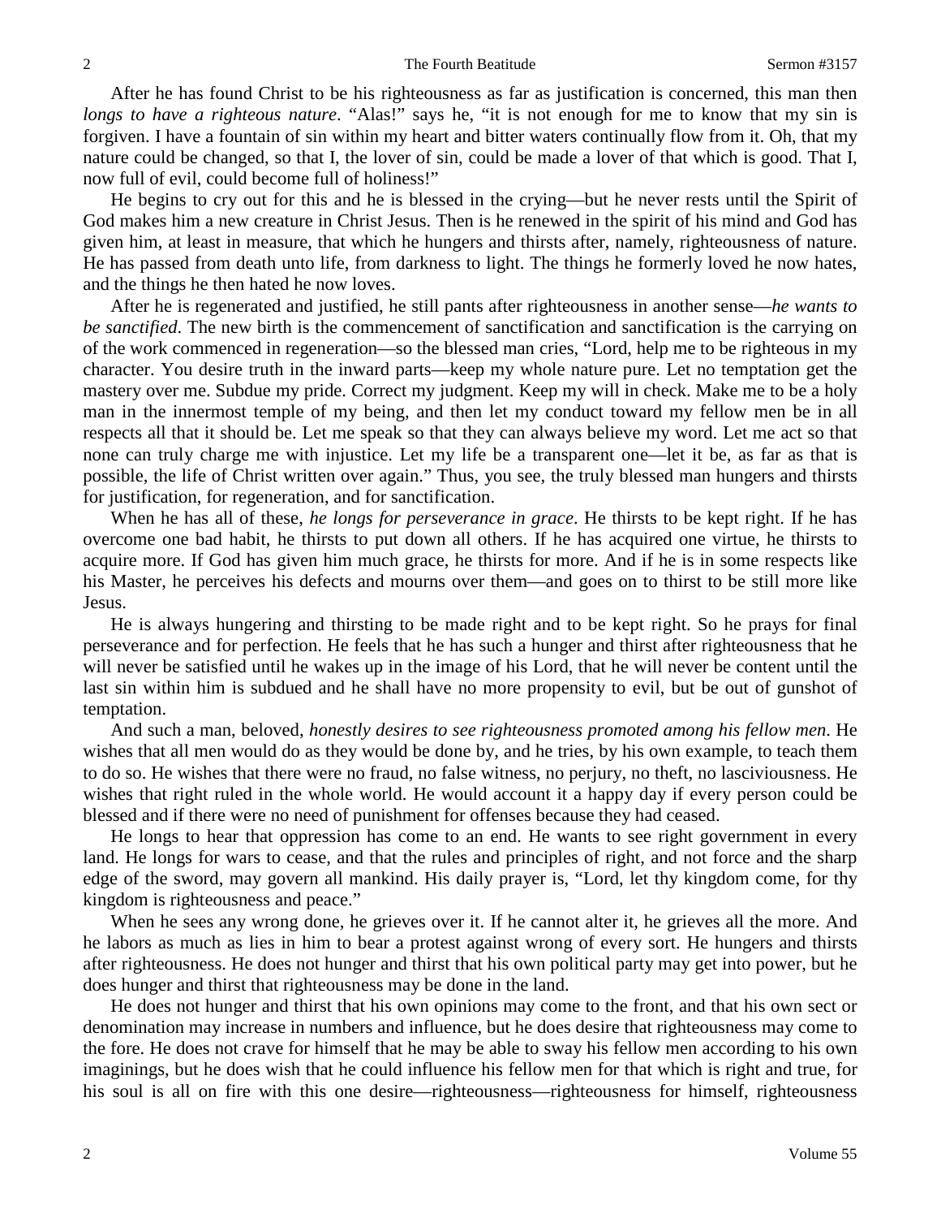After he has found Christ to be his righteousness as far as justification is concerned, this man then *longs to have a righteous nature*. "Alas!" says he, "it is not enough for me to know that my sin is forgiven. I have a fountain of sin within my heart and bitter waters continually flow from it. Oh, that my nature could be changed, so that I, the lover of sin, could be made a lover of that which is good. That I, now full of evil, could become full of holiness!"

He begins to cry out for this and he is blessed in the crying—but he never rests until the Spirit of God makes him a new creature in Christ Jesus. Then is he renewed in the spirit of his mind and God has given him, at least in measure, that which he hungers and thirsts after, namely, righteousness of nature. He has passed from death unto life, from darkness to light. The things he formerly loved he now hates, and the things he then hated he now loves.

After he is regenerated and justified, he still pants after righteousness in another sense—*he wants to be sanctified*. The new birth is the commencement of sanctification and sanctification is the carrying on of the work commenced in regeneration—so the blessed man cries, "Lord, help me to be righteous in my character. You desire truth in the inward parts—keep my whole nature pure. Let no temptation get the mastery over me. Subdue my pride. Correct my judgment. Keep my will in check. Make me to be a holy man in the innermost temple of my being, and then let my conduct toward my fellow men be in all respects all that it should be. Let me speak so that they can always believe my word. Let me act so that none can truly charge me with injustice. Let my life be a transparent one—let it be, as far as that is possible, the life of Christ written over again." Thus, you see, the truly blessed man hungers and thirsts for justification, for regeneration, and for sanctification.

When he has all of these, *he longs for perseverance in grace*. He thirsts to be kept right. If he has overcome one bad habit, he thirsts to put down all others. If he has acquired one virtue, he thirsts to acquire more. If God has given him much grace, he thirsts for more. And if he is in some respects like his Master, he perceives his defects and mourns over them—and goes on to thirst to be still more like Jesus.

He is always hungering and thirsting to be made right and to be kept right. So he prays for final perseverance and for perfection. He feels that he has such a hunger and thirst after righteousness that he will never be satisfied until he wakes up in the image of his Lord, that he will never be content until the last sin within him is subdued and he shall have no more propensity to evil, but be out of gunshot of temptation.

And such a man, beloved, *honestly desires to see righteousness promoted among his fellow men*. He wishes that all men would do as they would be done by, and he tries, by his own example, to teach them to do so. He wishes that there were no fraud, no false witness, no perjury, no theft, no lasciviousness. He wishes that right ruled in the whole world. He would account it a happy day if every person could be blessed and if there were no need of punishment for offenses because they had ceased.

He longs to hear that oppression has come to an end. He wants to see right government in every land. He longs for wars to cease, and that the rules and principles of right, and not force and the sharp edge of the sword, may govern all mankind. His daily prayer is, "Lord, let thy kingdom come, for thy kingdom is righteousness and peace."

When he sees any wrong done, he grieves over it. If he cannot alter it, he grieves all the more. And he labors as much as lies in him to bear a protest against wrong of every sort. He hungers and thirsts after righteousness. He does not hunger and thirst that his own political party may get into power, but he does hunger and thirst that righteousness may be done in the land.

He does not hunger and thirst that his own opinions may come to the front, and that his own sect or denomination may increase in numbers and influence, but he does desire that righteousness may come to the fore. He does not crave for himself that he may be able to sway his fellow men according to his own imaginings, but he does wish that he could influence his fellow men for that which is right and true, for his soul is all on fire with this one desire—righteousness—righteousness for himself, righteousness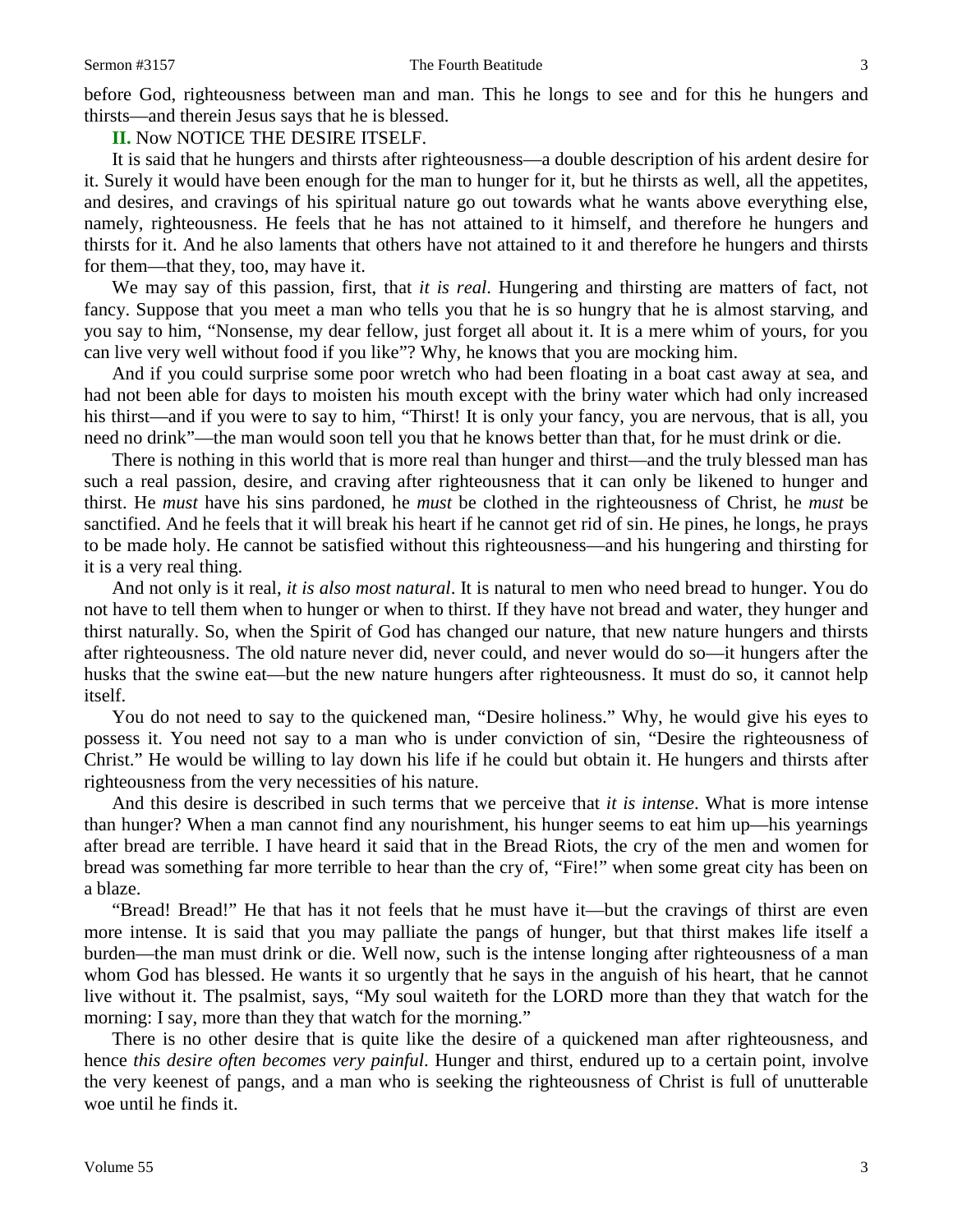before God, righteousness between man and man. This he longs to see and for this he hungers and thirsts—and therein Jesus says that he is blessed.

**II.** Now NOTICE THE DESIRE ITSELF.

It is said that he hungers and thirsts after righteousness—a double description of his ardent desire for it. Surely it would have been enough for the man to hunger for it, but he thirsts as well, all the appetites, and desires, and cravings of his spiritual nature go out towards what he wants above everything else, namely, righteousness. He feels that he has not attained to it himself, and therefore he hungers and thirsts for it. And he also laments that others have not attained to it and therefore he hungers and thirsts for them—that they, too, may have it.

We may say of this passion, first, that *it is real*. Hungering and thirsting are matters of fact, not fancy. Suppose that you meet a man who tells you that he is so hungry that he is almost starving, and you say to him, "Nonsense, my dear fellow, just forget all about it. It is a mere whim of yours, for you can live very well without food if you like"? Why, he knows that you are mocking him.

And if you could surprise some poor wretch who had been floating in a boat cast away at sea, and had not been able for days to moisten his mouth except with the briny water which had only increased his thirst—and if you were to say to him, "Thirst! It is only your fancy, you are nervous, that is all, you need no drink"—the man would soon tell you that he knows better than that, for he must drink or die.

There is nothing in this world that is more real than hunger and thirst—and the truly blessed man has such a real passion, desire, and craving after righteousness that it can only be likened to hunger and thirst. He *must* have his sins pardoned, he *must* be clothed in the righteousness of Christ, he *must* be sanctified. And he feels that it will break his heart if he cannot get rid of sin. He pines, he longs, he prays to be made holy. He cannot be satisfied without this righteousness—and his hungering and thirsting for it is a very real thing.

And not only is it real, *it is also most natural*. It is natural to men who need bread to hunger. You do not have to tell them when to hunger or when to thirst. If they have not bread and water, they hunger and thirst naturally. So, when the Spirit of God has changed our nature, that new nature hungers and thirsts after righteousness. The old nature never did, never could, and never would do so—it hungers after the husks that the swine eat—but the new nature hungers after righteousness. It must do so, it cannot help itself.

You do not need to say to the quickened man, "Desire holiness." Why, he would give his eyes to possess it. You need not say to a man who is under conviction of sin, "Desire the righteousness of Christ." He would be willing to lay down his life if he could but obtain it. He hungers and thirsts after righteousness from the very necessities of his nature.

And this desire is described in such terms that we perceive that *it is intense*. What is more intense than hunger? When a man cannot find any nourishment, his hunger seems to eat him up—his yearnings after bread are terrible. I have heard it said that in the Bread Riots, the cry of the men and women for bread was something far more terrible to hear than the cry of, "Fire!" when some great city has been on a blaze.

"Bread! Bread!" He that has it not feels that he must have it—but the cravings of thirst are even more intense. It is said that you may palliate the pangs of hunger, but that thirst makes life itself a burden—the man must drink or die. Well now, such is the intense longing after righteousness of a man whom God has blessed. He wants it so urgently that he says in the anguish of his heart, that he cannot live without it. The psalmist, says, "My soul waiteth for the LORD more than they that watch for the morning: I say, more than they that watch for the morning."

There is no other desire that is quite like the desire of a quickened man after righteousness, and hence *this desire often becomes very painful*. Hunger and thirst, endured up to a certain point, involve the very keenest of pangs, and a man who is seeking the righteousness of Christ is full of unutterable woe until he finds it.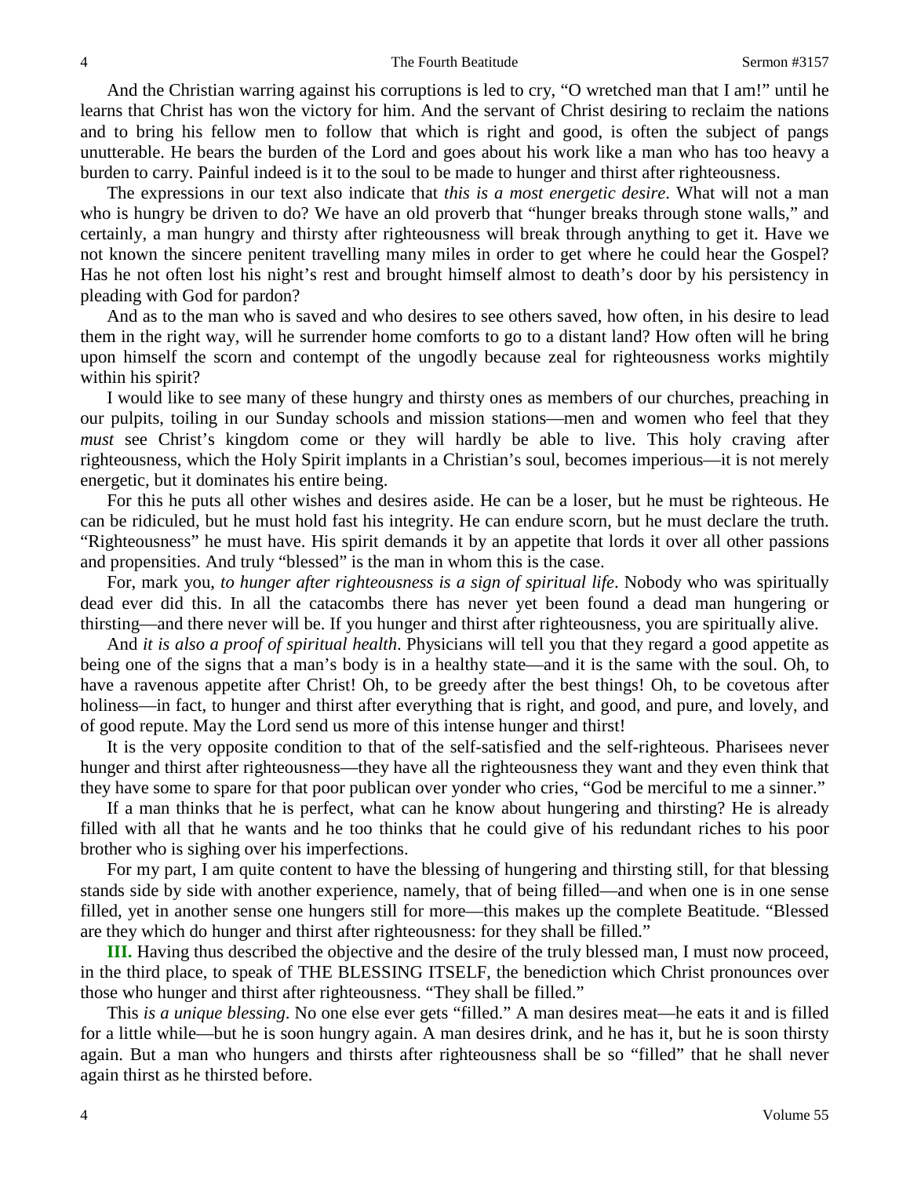And the Christian warring against his corruptions is led to cry, "O wretched man that I am!" until he learns that Christ has won the victory for him. And the servant of Christ desiring to reclaim the nations and to bring his fellow men to follow that which is right and good, is often the subject of pangs unutterable. He bears the burden of the Lord and goes about his work like a man who has too heavy a burden to carry. Painful indeed is it to the soul to be made to hunger and thirst after righteousness.

The expressions in our text also indicate that *this is a most energetic desire*. What will not a man who is hungry be driven to do? We have an old proverb that "hunger breaks through stone walls," and certainly, a man hungry and thirsty after righteousness will break through anything to get it. Have we not known the sincere penitent travelling many miles in order to get where he could hear the Gospel? Has he not often lost his night's rest and brought himself almost to death's door by his persistency in pleading with God for pardon?

And as to the man who is saved and who desires to see others saved, how often, in his desire to lead them in the right way, will he surrender home comforts to go to a distant land? How often will he bring upon himself the scorn and contempt of the ungodly because zeal for righteousness works mightily within his spirit?

I would like to see many of these hungry and thirsty ones as members of our churches, preaching in our pulpits, toiling in our Sunday schools and mission stations—men and women who feel that they *must* see Christ's kingdom come or they will hardly be able to live. This holy craving after righteousness, which the Holy Spirit implants in a Christian's soul, becomes imperious—it is not merely energetic, but it dominates his entire being.

For this he puts all other wishes and desires aside. He can be a loser, but he must be righteous. He can be ridiculed, but he must hold fast his integrity. He can endure scorn, but he must declare the truth. "Righteousness" he must have. His spirit demands it by an appetite that lords it over all other passions and propensities. And truly "blessed" is the man in whom this is the case.

For, mark you, *to hunger after righteousness is a sign of spiritual life*. Nobody who was spiritually dead ever did this. In all the catacombs there has never yet been found a dead man hungering or thirsting—and there never will be. If you hunger and thirst after righteousness, you are spiritually alive.

And *it is also a proof of spiritual health*. Physicians will tell you that they regard a good appetite as being one of the signs that a man's body is in a healthy state—and it is the same with the soul. Oh, to have a ravenous appetite after Christ! Oh, to be greedy after the best things! Oh, to be covetous after holiness—in fact, to hunger and thirst after everything that is right, and good, and pure, and lovely, and of good repute. May the Lord send us more of this intense hunger and thirst!

It is the very opposite condition to that of the self-satisfied and the self-righteous. Pharisees never hunger and thirst after righteousness—they have all the righteousness they want and they even think that they have some to spare for that poor publican over yonder who cries, "God be merciful to me a sinner."

If a man thinks that he is perfect, what can he know about hungering and thirsting? He is already filled with all that he wants and he too thinks that he could give of his redundant riches to his poor brother who is sighing over his imperfections.

For my part, I am quite content to have the blessing of hungering and thirsting still, for that blessing stands side by side with another experience, namely, that of being filled—and when one is in one sense filled, yet in another sense one hungers still for more—this makes up the complete Beatitude. "Blessed are they which do hunger and thirst after righteousness: for they shall be filled."

**III.** Having thus described the objective and the desire of the truly blessed man, I must now proceed, in the third place, to speak of THE BLESSING ITSELF, the benediction which Christ pronounces over those who hunger and thirst after righteousness. "They shall be filled."

This *is a unique blessing*. No one else ever gets "filled." A man desires meat—he eats it and is filled for a little while—but he is soon hungry again. A man desires drink, and he has it, but he is soon thirsty again. But a man who hungers and thirsts after righteousness shall be so "filled" that he shall never again thirst as he thirsted before.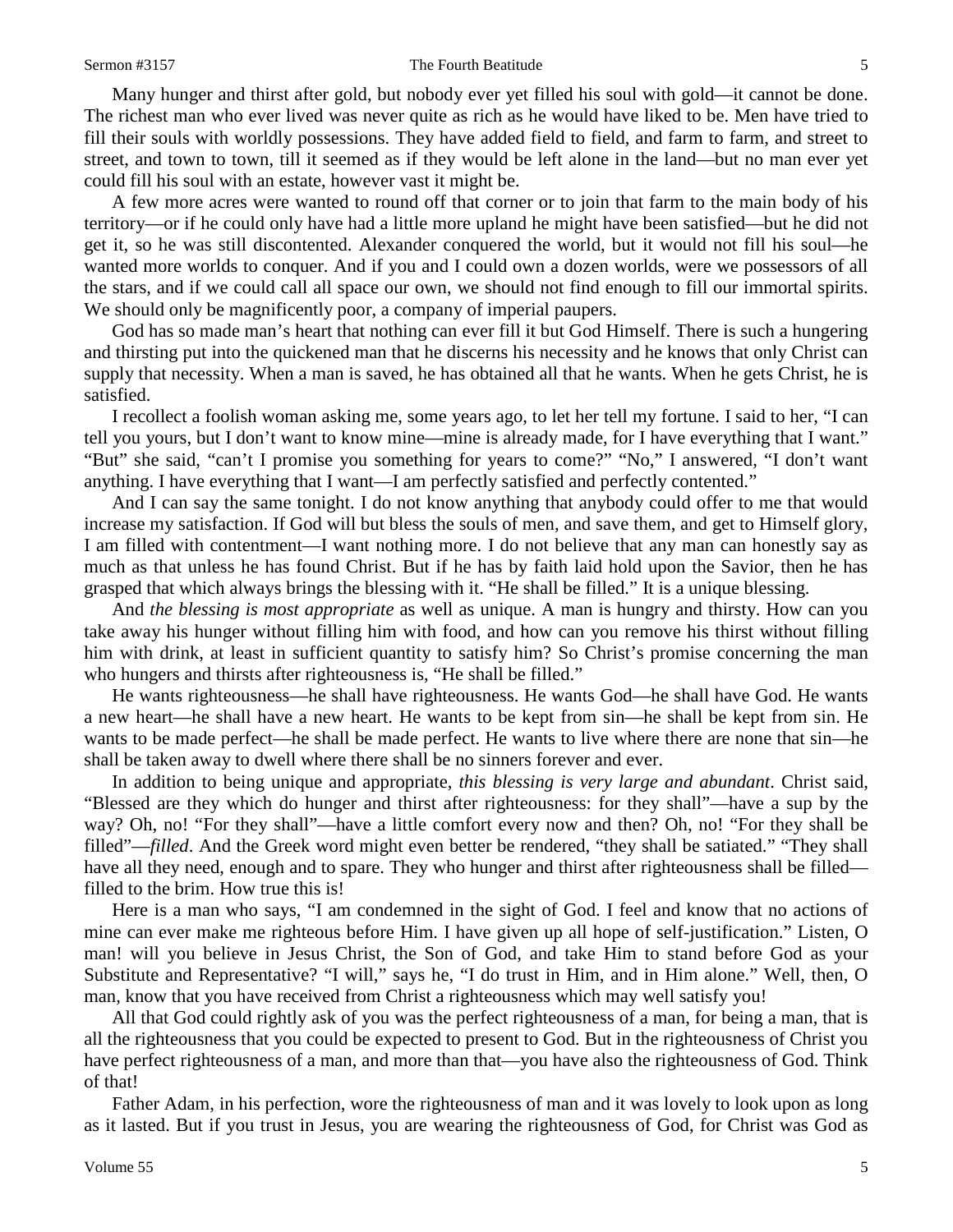Many hunger and thirst after gold, but nobody ever yet filled his soul with gold—it cannot be done. The richest man who ever lived was never quite as rich as he would have liked to be. Men have tried to fill their souls with worldly possessions. They have added field to field, and farm to farm, and street to street, and town to town, till it seemed as if they would be left alone in the land—but no man ever yet could fill his soul with an estate, however vast it might be.

A few more acres were wanted to round off that corner or to join that farm to the main body of his territory—or if he could only have had a little more upland he might have been satisfied—but he did not get it, so he was still discontented. Alexander conquered the world, but it would not fill his soul—he wanted more worlds to conquer. And if you and I could own a dozen worlds, were we possessors of all the stars, and if we could call all space our own, we should not find enough to fill our immortal spirits. We should only be magnificently poor, a company of imperial paupers.

God has so made man's heart that nothing can ever fill it but God Himself. There is such a hungering and thirsting put into the quickened man that he discerns his necessity and he knows that only Christ can supply that necessity. When a man is saved, he has obtained all that he wants. When he gets Christ, he is satisfied.

I recollect a foolish woman asking me, some years ago, to let her tell my fortune. I said to her, "I can tell you yours, but I don't want to know mine—mine is already made, for I have everything that I want." "But" she said, "can't I promise you something for years to come?" "No," I answered, "I don't want anything. I have everything that I want—I am perfectly satisfied and perfectly contented."

And I can say the same tonight. I do not know anything that anybody could offer to me that would increase my satisfaction. If God will but bless the souls of men, and save them, and get to Himself glory, I am filled with contentment—I want nothing more. I do not believe that any man can honestly say as much as that unless he has found Christ. But if he has by faith laid hold upon the Savior, then he has grasped that which always brings the blessing with it. "He shall be filled." It is a unique blessing.

And *the blessing is most appropriate* as well as unique. A man is hungry and thirsty. How can you take away his hunger without filling him with food, and how can you remove his thirst without filling him with drink, at least in sufficient quantity to satisfy him? So Christ's promise concerning the man who hungers and thirsts after righteousness is, "He shall be filled."

He wants righteousness—he shall have righteousness. He wants God—he shall have God. He wants a new heart—he shall have a new heart. He wants to be kept from sin—he shall be kept from sin. He wants to be made perfect—he shall be made perfect. He wants to live where there are none that sin—he shall be taken away to dwell where there shall be no sinners forever and ever.

In addition to being unique and appropriate, *this blessing is very large and abundant*. Christ said, "Blessed are they which do hunger and thirst after righteousness: for they shall"—have a sup by the way? Oh, no! "For they shall"—have a little comfort every now and then? Oh, no! "For they shall be filled"—*filled*. And the Greek word might even better be rendered, "they shall be satiated." "They shall have all they need, enough and to spare. They who hunger and thirst after righteousness shall be filled—filled to the brim. How true this is!

Here is a man who says, "I am condemned in the sight of God. I feel and know that no actions of mine can ever make me righteous before Him. I have given up all hope of self-justification." Listen, O man! will you believe in Jesus Christ, the Son of God, and take Him to stand before God as your Substitute and Representative? "I will," says he, "I do trust in Him, and in Him alone." Well, then, O man, know that you have received from Christ a righteousness which may well satisfy you!

All that God could rightly ask of you was the perfect righteousness of a man, for being a man, that is all the righteousness that you could be expected to present to God. But in the righteousness of Christ you have perfect righteousness of a man, and more than that—you have also the righteousness of God. Think of that!

Father Adam, in his perfection, wore the righteousness of man and it was lovely to look upon as long as it lasted. But if you trust in Jesus, you are wearing the righteousness of God, for Christ was God as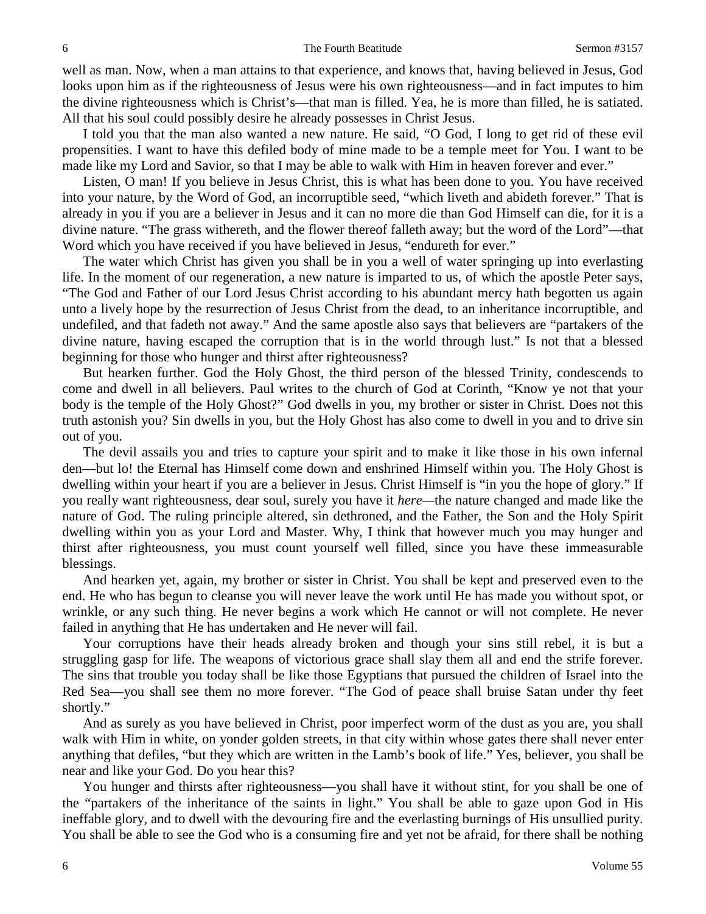well as man. Now, when a man attains to that experience, and knows that, having believed in Jesus, God looks upon him as if the righteousness of Jesus were his own righteousness—and in fact imputes to him the divine righteousness which is Christ's—that man is filled. Yea, he is more than filled, he is satiated. All that his soul could possibly desire he already possesses in Christ Jesus.

I told you that the man also wanted a new nature. He said, "O God, I long to get rid of these evil propensities. I want to have this defiled body of mine made to be a temple meet for You. I want to be made like my Lord and Savior, so that I may be able to walk with Him in heaven forever and ever."

Listen, O man! If you believe in Jesus Christ, this is what has been done to you. You have received into your nature, by the Word of God, an incorruptible seed, "which liveth and abideth forever." That is already in you if you are a believer in Jesus and it can no more die than God Himself can die, for it is a divine nature. "The grass withereth, and the flower thereof falleth away; but the word of the Lord"—that Word which you have received if you have believed in Jesus, "endureth for ever."

The water which Christ has given you shall be in you a well of water springing up into everlasting life. In the moment of our regeneration, a new nature is imparted to us, of which the apostle Peter says, "The God and Father of our Lord Jesus Christ according to his abundant mercy hath begotten us again unto a lively hope by the resurrection of Jesus Christ from the dead, to an inheritance incorruptible, and undefiled, and that fadeth not away." And the same apostle also says that believers are "partakers of the divine nature, having escaped the corruption that is in the world through lust." Is not that a blessed beginning for those who hunger and thirst after righteousness?

But hearken further. God the Holy Ghost, the third person of the blessed Trinity, condescends to come and dwell in all believers. Paul writes to the church of God at Corinth, "Know ye not that your body is the temple of the Holy Ghost?" God dwells in you, my brother or sister in Christ. Does not this truth astonish you? Sin dwells in you, but the Holy Ghost has also come to dwell in you and to drive sin out of you.

The devil assails you and tries to capture your spirit and to make it like those in his own infernal den—but lo! the Eternal has Himself come down and enshrined Himself within you. The Holy Ghost is dwelling within your heart if you are a believer in Jesus. Christ Himself is "in you the hope of glory." If you really want righteousness, dear soul, surely you have it *here*—the nature changed and made like the nature of God. The ruling principle altered, sin dethroned, and the Father, the Son and the Holy Spirit dwelling within you as your Lord and Master. Why, I think that however much you may hunger and thirst after righteousness, you must count yourself well filled, since you have these immeasurable blessings.

And hearken yet, again, my brother or sister in Christ. You shall be kept and preserved even to the end. He who has begun to cleanse you will never leave the work until He has made you without spot, or wrinkle, or any such thing. He never begins a work which He cannot or will not complete. He never failed in anything that He has undertaken and He never will fail.

Your corruptions have their heads already broken and though your sins still rebel, it is but a struggling gasp for life. The weapons of victorious grace shall slay them all and end the strife forever. The sins that trouble you today shall be like those Egyptians that pursued the children of Israel into the Red Sea—you shall see them no more forever. "The God of peace shall bruise Satan under thy feet shortly."

And as surely as you have believed in Christ, poor imperfect worm of the dust as you are, you shall walk with Him in white, on yonder golden streets, in that city within whose gates there shall never enter anything that defiles, "but they which are written in the Lamb's book of life." Yes, believer, you shall be near and like your God. Do you hear this?

You hunger and thirsts after righteousness—you shall have it without stint, for you shall be one of the "partakers of the inheritance of the saints in light." You shall be able to gaze upon God in His ineffable glory, and to dwell with the devouring fire and the everlasting burnings of His unsullied purity. You shall be able to see the God who is a consuming fire and yet not be afraid, for there shall be nothing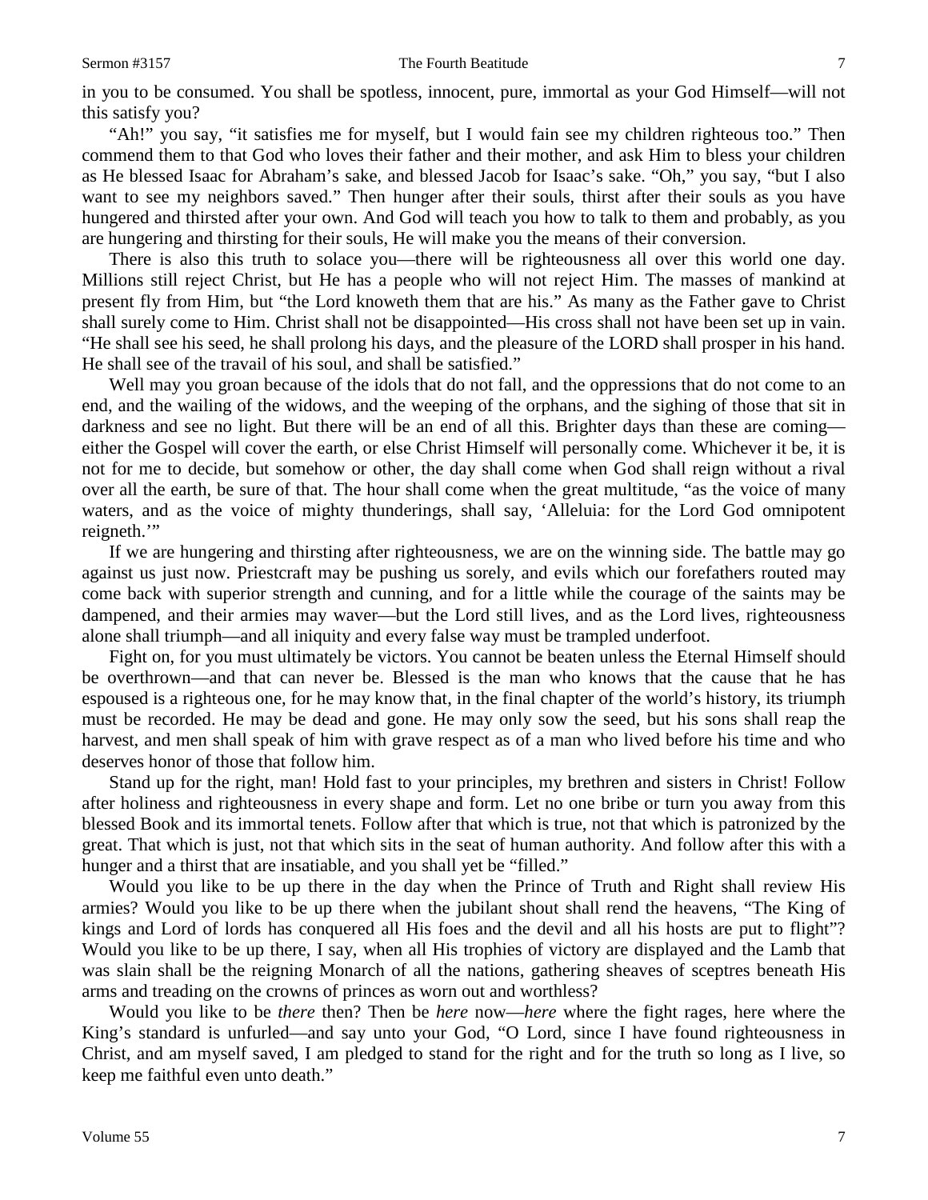in you to be consumed. You shall be spotless, innocent, pure, immortal as your God Himself—will not this satisfy you?

"Ah!" you say, "it satisfies me for myself, but I would fain see my children righteous too." Then commend them to that God who loves their father and their mother, and ask Him to bless your children as He blessed Isaac for Abraham's sake, and blessed Jacob for Isaac's sake. "Oh," you say, "but I also want to see my neighbors saved." Then hunger after their souls, thirst after their souls as you have hungered and thirsted after your own. And God will teach you how to talk to them and probably, as you are hungering and thirsting for their souls, He will make you the means of their conversion.

There is also this truth to solace you—there will be righteousness all over this world one day. Millions still reject Christ, but He has a people who will not reject Him. The masses of mankind at present fly from Him, but "the Lord knoweth them that are his." As many as the Father gave to Christ shall surely come to Him. Christ shall not be disappointed—His cross shall not have been set up in vain. "He shall see his seed, he shall prolong his days, and the pleasure of the LORD shall prosper in his hand. He shall see of the travail of his soul, and shall be satisfied."

Well may you groan because of the idols that do not fall, and the oppressions that do not come to an end, and the wailing of the widows, and the weeping of the orphans, and the sighing of those that sit in darkness and see no light. But there will be an end of all this. Brighter days than these are coming—either the Gospel will cover the earth, or else Christ Himself will personally come. Whichever it be, it is not for me to decide, but somehow or other, the day shall come when God shall reign without a rival over all the earth, be sure of that. The hour shall come when the great multitude, "as the voice of many waters, and as the voice of mighty thunderings, shall say, 'Alleluia: for the Lord God omnipotent reigneth.'"

If we are hungering and thirsting after righteousness, we are on the winning side. The battle may go against us just now. Priestcraft may be pushing us sorely, and evils which our forefathers routed may come back with superior strength and cunning, and for a little while the courage of the saints may be dampened, and their armies may waver—but the Lord still lives, and as the Lord lives, righteousness alone shall triumph—and all iniquity and every false way must be trampled underfoot.

Fight on, for you must ultimately be victors. You cannot be beaten unless the Eternal Himself should be overthrown—and that can never be. Blessed is the man who knows that the cause that he has espoused is a righteous one, for he may know that, in the final chapter of the world's history, its triumph must be recorded. He may be dead and gone. He may only sow the seed, but his sons shall reap the harvest, and men shall speak of him with grave respect as of a man who lived before his time and who deserves honor of those that follow him.

Stand up for the right, man! Hold fast to your principles, my brethren and sisters in Christ! Follow after holiness and righteousness in every shape and form. Let no one bribe or turn you away from this blessed Book and its immortal tenets. Follow after that which is true, not that which is patronized by the great. That which is just, not that which sits in the seat of human authority. And follow after this with a hunger and a thirst that are insatiable, and you shall yet be "filled."

Would you like to be up there in the day when the Prince of Truth and Right shall review His armies? Would you like to be up there when the jubilant shout shall rend the heavens, "The King of kings and Lord of lords has conquered all His foes and the devil and all his hosts are put to flight"? Would you like to be up there, I say, when all His trophies of victory are displayed and the Lamb that was slain shall be the reigning Monarch of all the nations, gathering sheaves of sceptres beneath His arms and treading on the crowns of princes as worn out and worthless?

Would you like to be *there* then? Then be *here* now—*here* where the fight rages, here where the King's standard is unfurled—and say unto your God, "O Lord, since I have found righteousness in Christ, and am myself saved, I am pledged to stand for the right and for the truth so long as I live, so keep me faithful even unto death."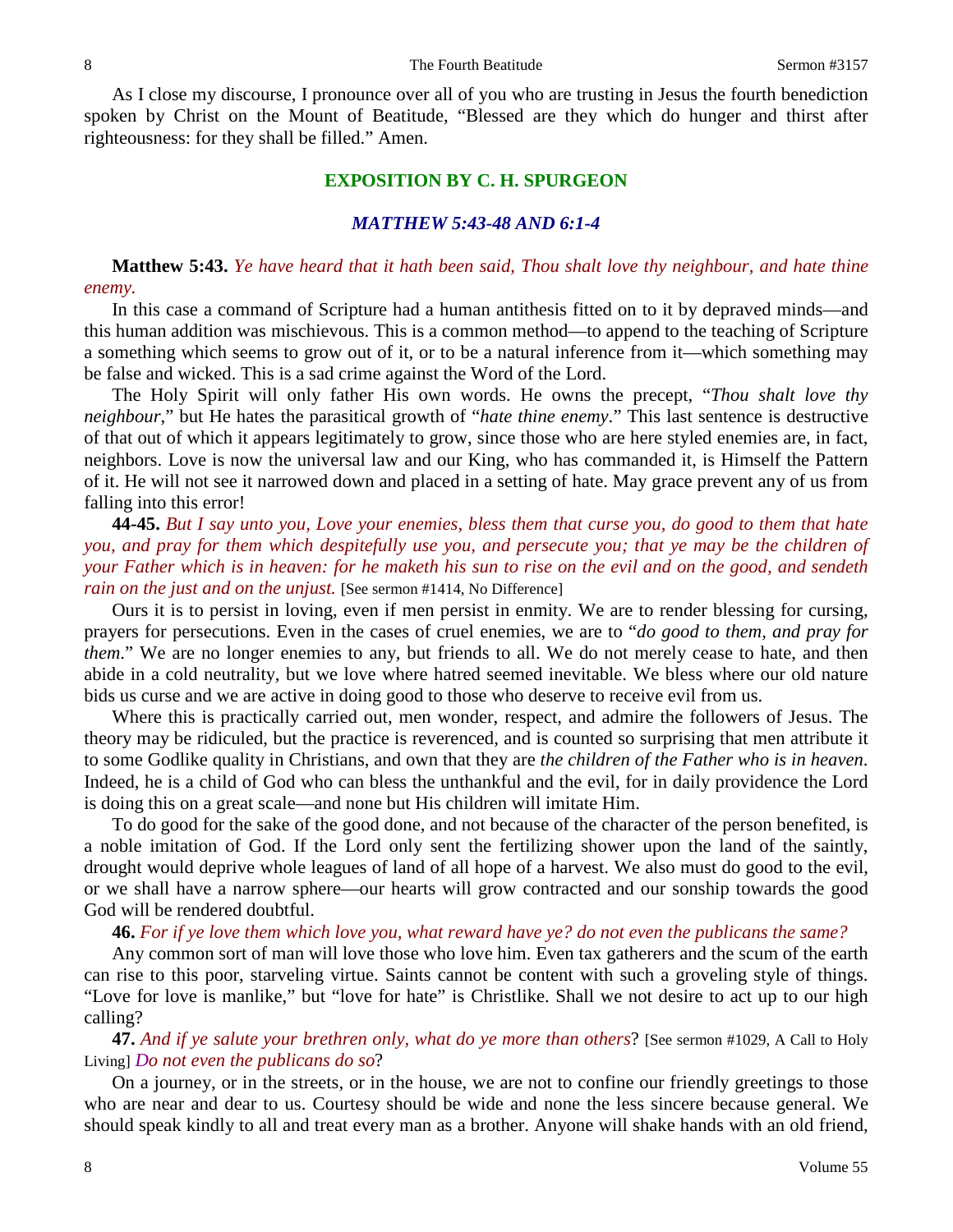As I close my discourse, I pronounce over all of you who are trusting in Jesus the fourth benediction spoken by Christ on the Mount of Beatitude, "Blessed are they which do hunger and thirst after righteousness: for they shall be filled." Amen.

## EXPOSITION BY C. H. SPURGEON

### *MATTHEW 5:43-48 AND 6:1-4*

**Matthew 5:43.** *Ye have heard that it hath been said, Thou shalt love thy neighbour, and hate thine enemy.*

In this case a command of Scripture had a human antithesis fitted on to it by depraved minds—and this human addition was mischievous. This is a common method—to append to the teaching of Scripture a something which seems to grow out of it, or to be a natural inference from it—which something may be false and wicked. This is a sad crime against the Word of the Lord.

The Holy Spirit will only father His own words. He owns the precept, "*Thou shalt love thy neighbour*," but He hates the parasitical growth of "*hate thine enemy*." This last sentence is destructive of that out of which it appears legitimately to grow, since those who are here styled enemies are, in fact, neighbors. Love is now the universal law and our King, who has commanded it, is Himself the Pattern of it. He will not see it narrowed down and placed in a setting of hate. May grace prevent any of us from falling into this error!

**44-45.** *But I say unto you, Love your enemies, bless them that curse you, do good to them that hate you, and pray for them which despitefully use you, and persecute you; that ye may be the children of your Father which is in heaven: for he maketh his sun to rise on the evil and on the good, and sendeth rain on the just and on the unjust.* [See sermon #1414, No Difference]

Ours it is to persist in loving, even if men persist in enmity. We are to render blessing for cursing, prayers for persecutions. Even in the cases of cruel enemies, we are to "*do good to them, and pray for them*." We are no longer enemies to any, but friends to all. We do not merely cease to hate, and then abide in a cold neutrality, but we love where hatred seemed inevitable. We bless where our old nature bids us curse and we are active in doing good to those who deserve to receive evil from us.

Where this is practically carried out, men wonder, respect, and admire the followers of Jesus. The theory may be ridiculed, but the practice is reverenced, and is counted so surprising that men attribute it to some Godlike quality in Christians, and own that they are *the children of the Father who is in heaven*. Indeed, he is a child of God who can bless the unthankful and the evil, for in daily providence the Lord is doing this on a great scale—and none but His children will imitate Him.

To do good for the sake of the good done, and not because of the character of the person benefited, is a noble imitation of God. If the Lord only sent the fertilizing shower upon the land of the saintly, drought would deprive whole leagues of land of all hope of a harvest. We also must do good to the evil, or we shall have a narrow sphere—our hearts will grow contracted and our sonship towards the good God will be rendered doubtful.

**46.** *For if ye love them which love you, what reward have ye? do not even the publicans the same?*

Any common sort of man will love those who love him. Even tax gatherers and the scum of the earth can rise to this poor, starveling virtue. Saints cannot be content with such a groveling style of things. "Love for love is manlike," but "love for hate" is Christlike. Shall we not desire to act up to our high calling?

**47.** *And if ye salute your brethren only, what do ye more than others*? [See sermon #1029, A Call to Holy Living] *Do not even the publicans do so*?

On a journey, or in the streets, or in the house, we are not to confine our friendly greetings to those who are near and dear to us. Courtesy should be wide and none the less sincere because general. We should speak kindly to all and treat every man as a brother. Anyone will shake hands with an old friend,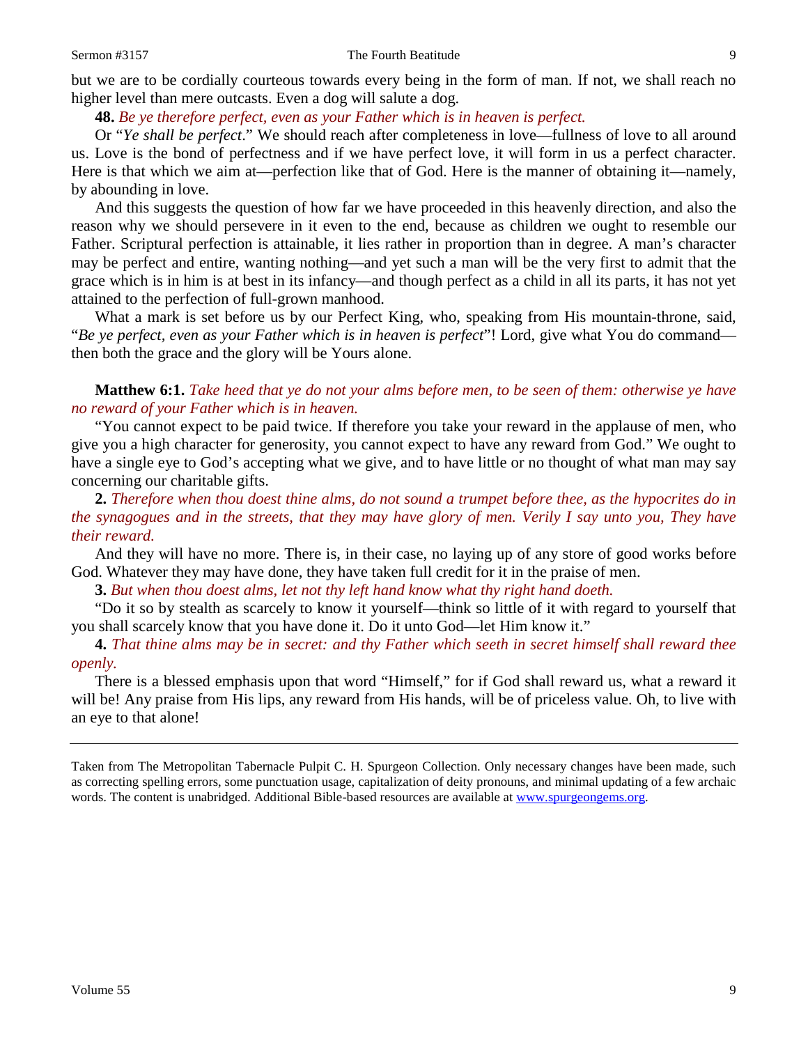but we are to be cordially courteous towards every being in the form of man. If not, we shall reach no higher level than mere outcasts. Even a dog will salute a dog.

**48.** *Be ye therefore perfect, even as your Father which is in heaven is perfect.*

Or "*Ye shall be perfect*." We should reach after completeness in love—fullness of love to all around us. Love is the bond of perfectness and if we have perfect love, it will form in us a perfect character. Here is that which we aim at—perfection like that of God. Here is the manner of obtaining it—namely, by abounding in love.

And this suggests the question of how far we have proceeded in this heavenly direction, and also the reason why we should persevere in it even to the end, because as children we ought to resemble our Father. Scriptural perfection is attainable, it lies rather in proportion than in degree. A man's character may be perfect and entire, wanting nothing—and yet such a man will be the very first to admit that the grace which is in him is at best in its infancy—and though perfect as a child in all its parts, it has not yet attained to the perfection of full-grown manhood.

What a mark is set before us by our Perfect King, who, speaking from His mountain-throne, said, "*Be ye perfect, even as your Father which is in heaven is perfect*"! Lord, give what You do command—then both the grace and the glory will be Yours alone.

**Matthew 6:1.** *Take heed that ye do not your alms before men, to be seen of them: otherwise ye have no reward of your Father which is in heaven.*

"You cannot expect to be paid twice. If therefore you take your reward in the applause of men, who give you a high character for generosity, you cannot expect to have any reward from God." We ought to have a single eye to God's accepting what we give, and to have little or no thought of what man may say concerning our charitable gifts.

**2.** *Therefore when thou doest thine alms, do not sound a trumpet before thee, as the hypocrites do in the synagogues and in the streets, that they may have glory of men. Verily I say unto you, They have their reward.*

And they will have no more. There is, in their case, no laying up of any store of good works before God. Whatever they may have done, they have taken full credit for it in the praise of men.

**3.** *But when thou doest alms, let not thy left hand know what thy right hand doeth.*

"Do it so by stealth as scarcely to know it yourself—think so little of it with regard to yourself that you shall scarcely know that you have done it. Do it unto God—let Him know it."

**4.** *That thine alms may be in secret: and thy Father which seeth in secret himself shall reward thee openly.*

There is a blessed emphasis upon that word "Himself," for if God shall reward us, what a reward it will be! Any praise from His lips, any reward from His hands, will be of priceless value. Oh, to live with an eye to that alone!

---

Taken from The Metropolitan Tabernacle Pulpit C. H. Spurgeon Collection. Only necessary changes have been made, such as correcting spelling errors, some punctuation usage, capitalization of deity pronouns, and minimal updating of a few archaic words. The content is unabridged. Additional Bible-based resources are available at www.spurgeongems.org.